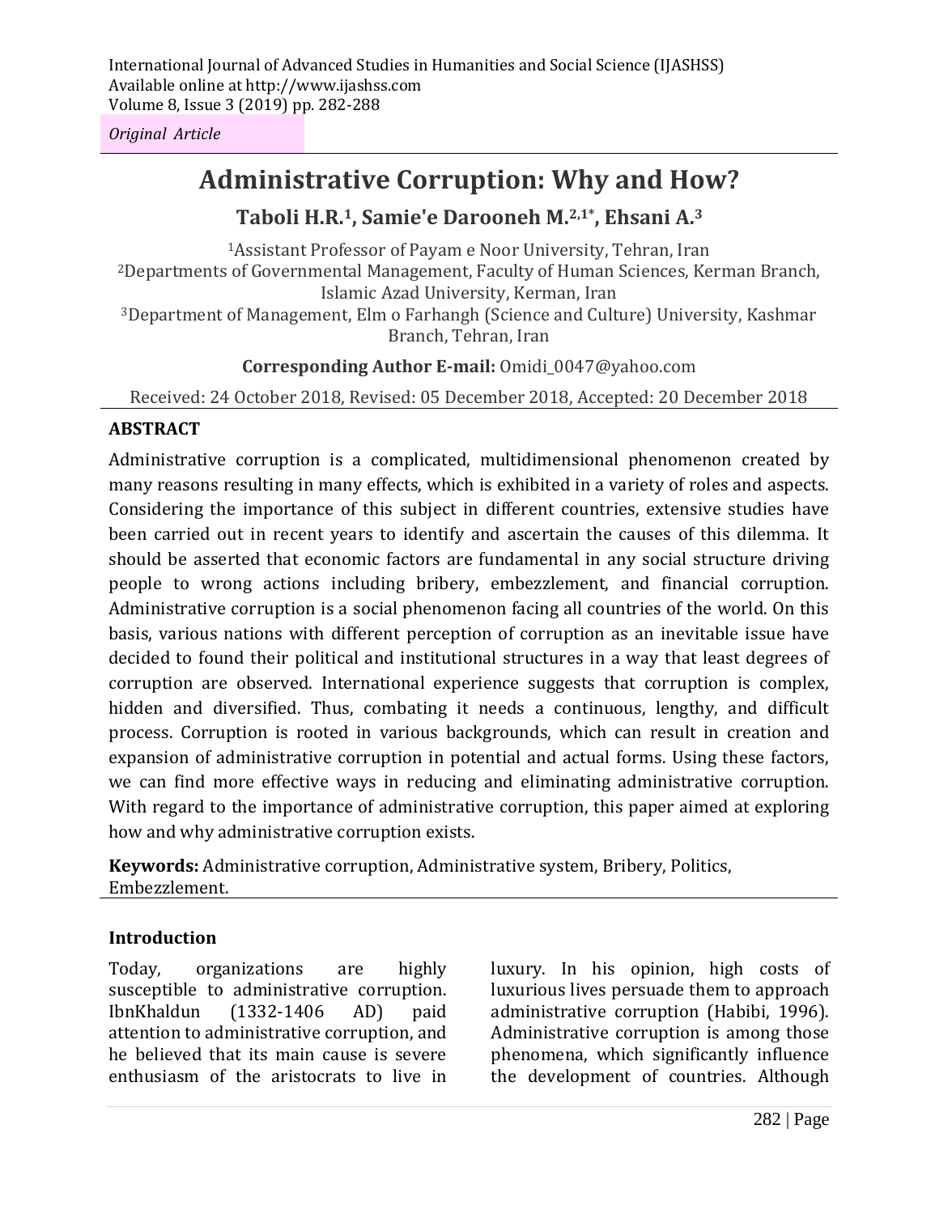International Journal of Advanced Studies in Humanities and Social Science (IJASHSS)
Available online at http://www.ijashss.com
Volume 8, Issue 3 (2019) pp. 282-288

*Original Article*

# Administrative Corruption: Why and How?

**Taboli H.R.[1], Samie'e Darooneh M.[2,1*], Ehsani A.[3]**

[1]Assistant Professor of Payam e Noor University, Tehran, Iran
[2]Departments of Governmental Management, Faculty of Human Sciences, Kerman Branch, Islamic Azad University, Kerman, Iran
[3]Department of Management, Elm o Farhangh (Science and Culture) University, Kashmar Branch, Tehran, Iran

**Corresponding Author E-mail:** Omidi_0047@yahoo.com

Received: 24 October 2018, Revised: 05 December 2018, Accepted: 20 December 2018

## ABSTRACT

Administrative corruption is a complicated, multidimensional phenomenon created by many reasons resulting in many effects, which is exhibited in a variety of roles and aspects. Considering the importance of this subject in different countries, extensive studies have been carried out in recent years to identify and ascertain the causes of this dilemma. It should be asserted that economic factors are fundamental in any social structure driving people to wrong actions including bribery, embezzlement, and financial corruption. Administrative corruption is a social phenomenon facing all countries of the world. On this basis, various nations with different perception of corruption as an inevitable issue have decided to found their political and institutional structures in a way that least degrees of corruption are observed. International experience suggests that corruption is complex, hidden and diversified. Thus, combating it needs a continuous, lengthy, and difficult process. Corruption is rooted in various backgrounds, which can result in creation and expansion of administrative corruption in potential and actual forms. Using these factors, we can find more effective ways in reducing and eliminating administrative corruption. With regard to the importance of administrative corruption, this paper aimed at exploring how and why administrative corruption exists.

**Keywords:** Administrative corruption, Administrative system, Bribery, Politics, Embezzlement.

## Introduction

Today, organizations are highly susceptible to administrative corruption. IbnKhaldun (1332-1406 AD) paid attention to administrative corruption, and he believed that its main cause is severe enthusiasm of the aristocrats to live in luxury. In his opinion, high costs of luxurious lives persuade them to approach administrative corruption (Habibi, 1996). Administrative corruption is among those phenomena, which significantly influence the development of countries. Although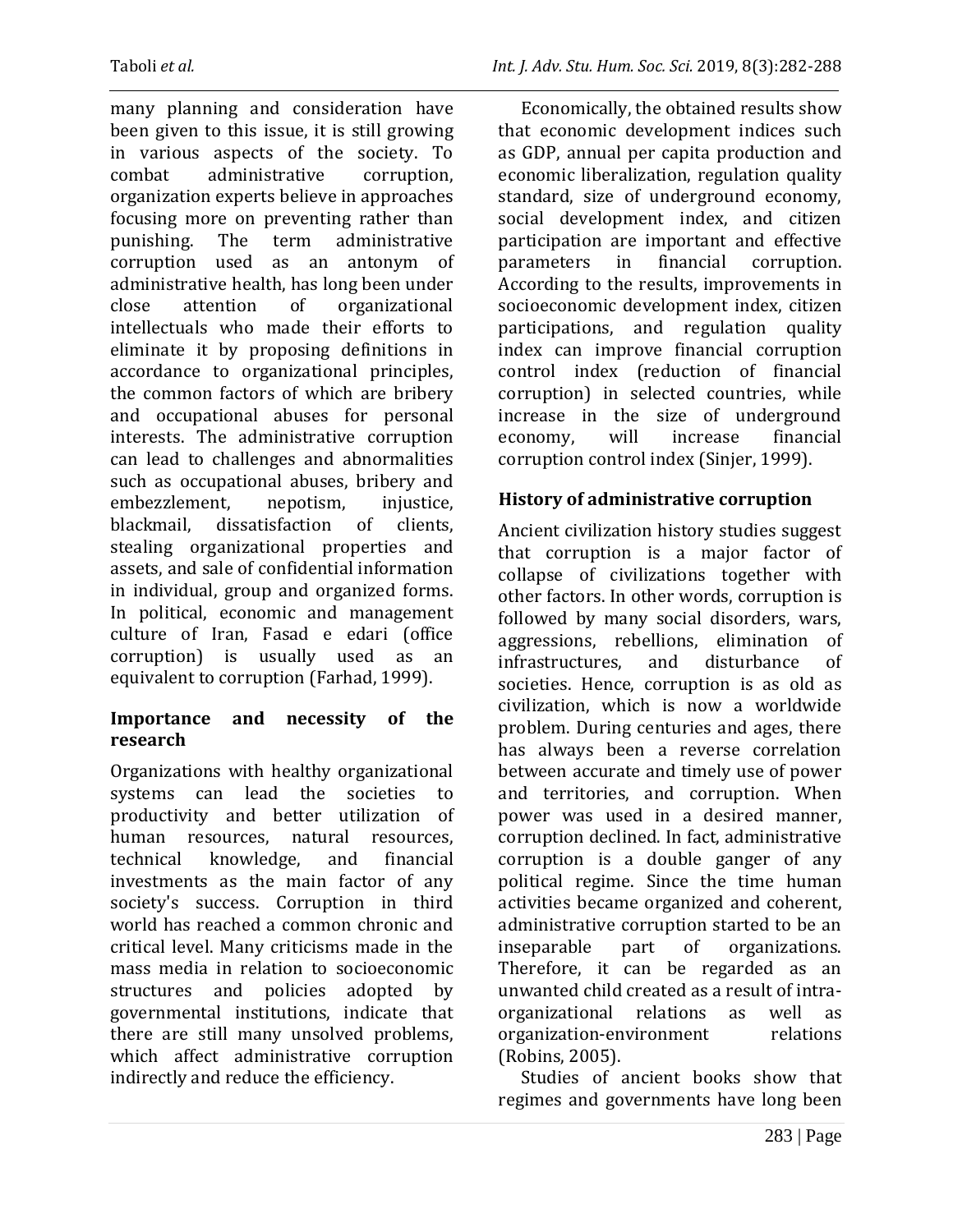many planning and consideration have been given to this issue, it is still growing in various aspects of the society. To combat administrative corruption, organization experts believe in approaches focusing more on preventing rather than punishing. The term administrative corruption used as an antonym of administrative health, has long been under close attention of organizational intellectuals who made their efforts to eliminate it by proposing definitions in accordance to organizational principles, the common factors of which are bribery and occupational abuses for personal interests. The administrative corruption can lead to challenges and abnormalities such as occupational abuses, bribery and embezzlement, nepotism, injustice, blackmail, dissatisfaction of clients, stealing organizational properties and assets, and sale of confidential information in individual, group and organized forms. In political, economic and management culture of Iran, Fasad e edari (office corruption) is usually used as an equivalent to corruption (Farhad, 1999).

## Importance and necessity of the research

Organizations with healthy organizational systems can lead the societies to productivity and better utilization of human resources, natural resources, technical knowledge, and financial investments as the main factor of any society's success. Corruption in third world has reached a common chronic and critical level. Many criticisms made in the mass media in relation to socioeconomic structures and policies adopted by governmental institutions, indicate that there are still many unsolved problems, which affect administrative corruption indirectly and reduce the efficiency.

Economically, the obtained results show that economic development indices such as GDP, annual per capita production and economic liberalization, regulation quality standard, size of underground economy, social development index, and citizen participation are important and effective parameters in financial corruption. According to the results, improvements in socioeconomic development index, citizen participations, and regulation quality index can improve financial corruption control index (reduction of financial corruption) in selected countries, while increase in the size of underground economy, will increase financial corruption control index (Sinjer, 1999).

## History of administrative corruption

Ancient civilization history studies suggest that corruption is a major factor of collapse of civilizations together with other factors. In other words, corruption is followed by many social disorders, wars, aggressions, rebellions, elimination of infrastructures, and disturbance of societies. Hence, corruption is as old as civilization, which is now a worldwide problem. During centuries and ages, there has always been a reverse correlation between accurate and timely use of power and territories, and corruption. When power was used in a desired manner, corruption declined. In fact, administrative corruption is a double ganger of any political regime. Since the time human activities became organized and coherent, administrative corruption started to be an inseparable part of organizations. Therefore, it can be regarded as an unwanted child created as a result of intra-organizational relations as well as organization-environment relations (Robins, 2005).

Studies of ancient books show that regimes and governments have long been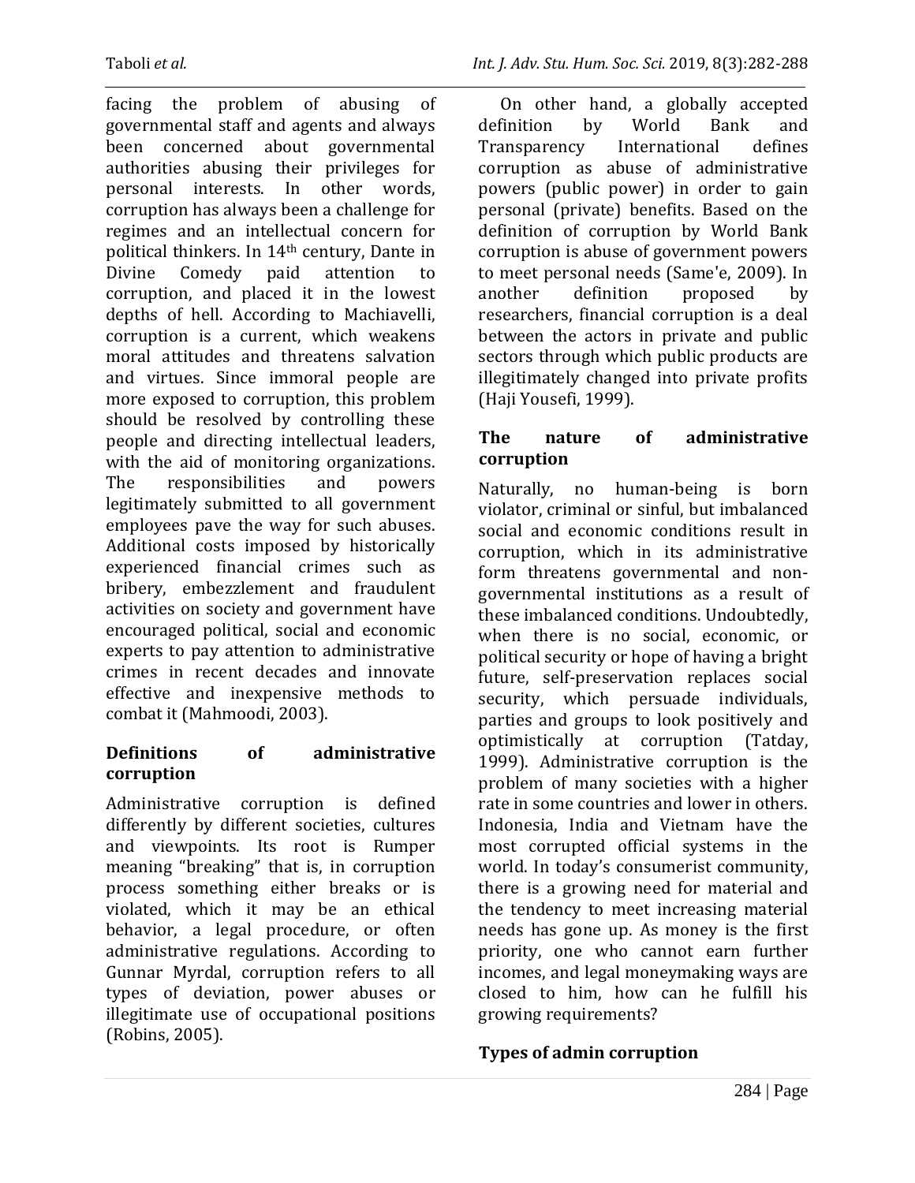facing the problem of abusing of governmental staff and agents and always been concerned about governmental authorities abusing their privileges for personal interests. In other words, corruption has always been a challenge for regimes and an intellectual concern for political thinkers. In 14th century, Dante in Divine Comedy paid attention to corruption, and placed it in the lowest depths of hell. According to Machiavelli, corruption is a current, which weakens moral attitudes and threatens salvation and virtues. Since immoral people are more exposed to corruption, this problem should be resolved by controlling these people and directing intellectual leaders, with the aid of monitoring organizations. The responsibilities and powers legitimately submitted to all government employees pave the way for such abuses. Additional costs imposed by historically experienced financial crimes such as bribery, embezzlement and fraudulent activities on society and government have encouraged political, social and economic experts to pay attention to administrative crimes in recent decades and innovate effective and inexpensive methods to combat it (Mahmoodi, 2003).

## Definitions of administrative corruption

Administrative corruption is defined differently by different societies, cultures and viewpoints. Its root is Rumper meaning "breaking" that is, in corruption process something either breaks or is violated, which it may be an ethical behavior, a legal procedure, or often administrative regulations. According to Gunnar Myrdal, corruption refers to all types of deviation, power abuses or illegitimate use of occupational positions (Robins, 2005).

On other hand, a globally accepted definition by World Bank and Transparency International defines corruption as abuse of administrative powers (public power) in order to gain personal (private) benefits. Based on the definition of corruption by World Bank corruption is abuse of government powers to meet personal needs (Same'e, 2009). In another definition proposed by researchers, financial corruption is a deal between the actors in private and public sectors through which public products are illegitimately changed into private profits (Haji Yousefi, 1999).

## The nature of administrative corruption

Naturally, no human-being is born violator, criminal or sinful, but imbalanced social and economic conditions result in corruption, which in its administrative form threatens governmental and non-governmental institutions as a result of these imbalanced conditions. Undoubtedly, when there is no social, economic, or political security or hope of having a bright future, self-preservation replaces social security, which persuade individuals, parties and groups to look positively and optimistically at corruption (Tatday, 1999). Administrative corruption is the problem of many societies with a higher rate in some countries and lower in others. Indonesia, India and Vietnam have the most corrupted official systems in the world. In today's consumerist community, there is a growing need for material and the tendency to meet increasing material needs has gone up. As money is the first priority, one who cannot earn further incomes, and legal moneymaking ways are closed to him, how can he fulfill his growing requirements?

## Types of admin corruption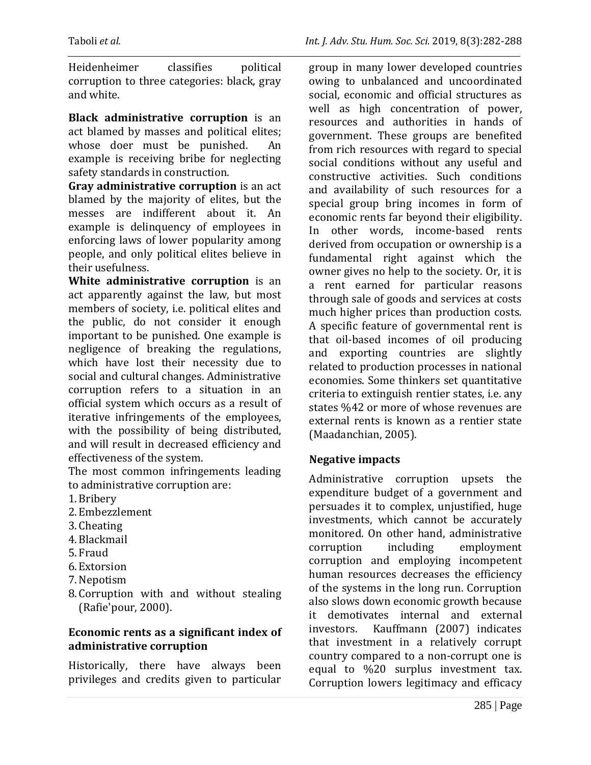Heidenheimer classifies political corruption to three categories: black, gray and white.

**Black administrative corruption** is an act blamed by masses and political elites; whose doer must be punished. An example is receiving bribe for neglecting safety standards in construction.

**Gray administrative corruption** is an act blamed by the majority of elites, but the messes are indifferent about it. An example is delinquency of employees in enforcing laws of lower popularity among people, and only political elites believe in their usefulness.

**White administrative corruption** is an act apparently against the law, but most members of society, i.e. political elites and the public, do not consider it enough important to be punished. One example is negligence of breaking the regulations, which have lost their necessity due to social and cultural changes. Administrative corruption refers to a situation in an official system which occurs as a result of iterative infringements of the employees, with the possibility of being distributed, and will result in decreased efficiency and effectiveness of the system.

The most common infringements leading to administrative corruption are:

1. Bribery
2. Embezzlement
3. Cheating
4. Blackmail
5. Fraud
6. Extorsion
7. Nepotism
8. Corruption with and without stealing (Rafie'pour, 2000).

## Economic rents as a significant index of administrative corruption

Historically, there have always been privileges and credits given to particular group in many lower developed countries owing to unbalanced and uncoordinated social, economic and official structures as well as high concentration of power, resources and authorities in hands of government. These groups are benefited from rich resources with regard to special social conditions without any useful and constructive activities. Such conditions and availability of such resources for a special group bring incomes in form of economic rents far beyond their eligibility. In other words, income-based rents derived from occupation or ownership is a fundamental right against which the owner gives no help to the society. Or, it is a rent earned for particular reasons through sale of goods and services at costs much higher prices than production costs. A specific feature of governmental rent is that oil-based incomes of oil producing and exporting countries are slightly related to production processes in national economies. Some thinkers set quantitative criteria to extinguish rentier states, i.e. any states %42 or more of whose revenues are external rents is known as a rentier state (Maadanchian, 2005).

## Negative impacts

Administrative corruption upsets the expenditure budget of a government and persuades it to complex, unjustified, huge investments, which cannot be accurately monitored. On other hand, administrative corruption including employment corruption and employing incompetent human resources decreases the efficiency of the systems in the long run. Corruption also slows down economic growth because it demotivates internal and external investors. Kauffmann (2007) indicates that investment in a relatively corrupt country compared to a non-corrupt one is equal to %20 surplus investment tax. Corruption lowers legitimacy and efficacy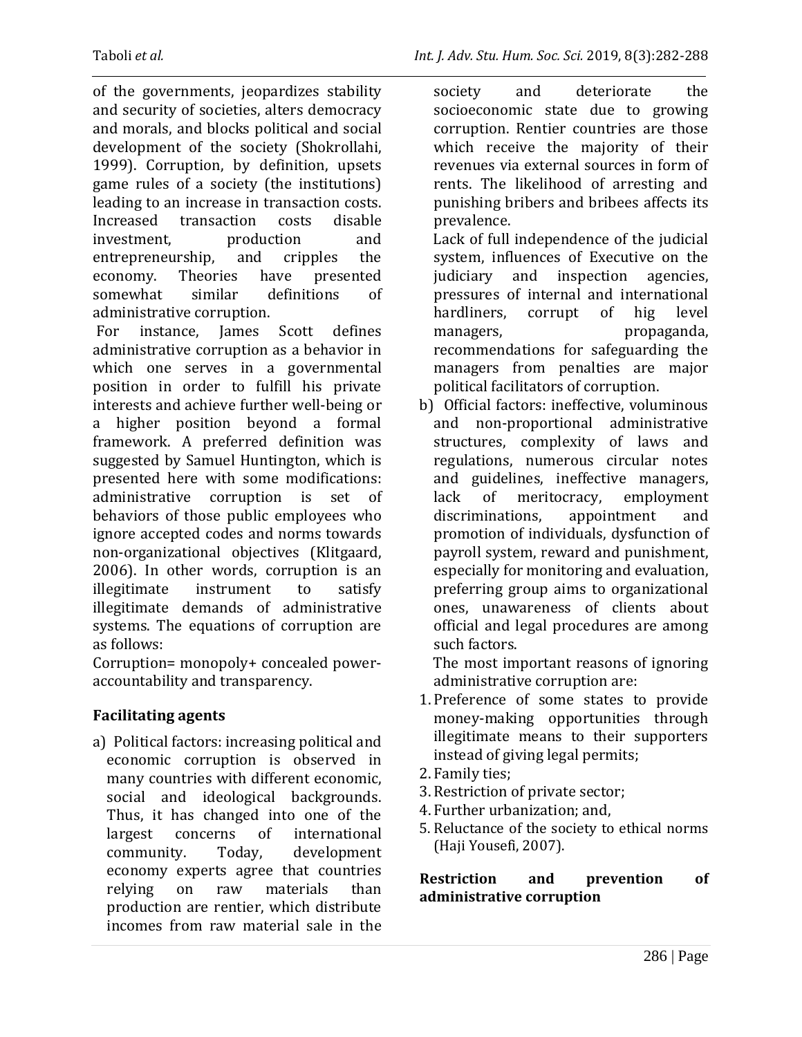of the governments, jeopardizes stability and security of societies, alters democracy and morals, and blocks political and social development of the society (Shokrollahi, 1999). Corruption, by definition, upsets game rules of a society (the institutions) leading to an increase in transaction costs. Increased transaction costs disable investment, production and entrepreneurship, and cripples the economy. Theories have presented somewhat similar definitions of administrative corruption.

For instance, James Scott defines administrative corruption as a behavior in which one serves in a governmental position in order to fulfill his private interests and achieve further well-being or a higher position beyond a formal framework. A preferred definition was suggested by Samuel Huntington, which is presented here with some modifications: administrative corruption is set of behaviors of those public employees who ignore accepted codes and norms towards non-organizational objectives (Klitgaard, 2006). In other words, corruption is an illegitimate instrument to satisfy illegitimate demands of administrative systems. The equations of corruption are as follows:

Corruption= monopoly+ concealed power-accountability and transparency.

## Facilitating agents

a) Political factors: increasing political and economic corruption is observed in many countries with different economic, social and ideological backgrounds. Thus, it has changed into one of the largest concerns of international community. Today, development economy experts agree that countries relying on raw materials than production are rentier, which distribute incomes from raw material sale in the society and deteriorate the socioeconomic state due to growing corruption. Rentier countries are those which receive the majority of their revenues via external sources in form of rents. The likelihood of arresting and punishing bribers and bribees affects its prevalence.

   Lack of full independence of the judicial system, influences of Executive on the judiciary and inspection agencies, pressures of internal and international hardliners, corrupt of hig level managers, propaganda, recommendations for safeguarding the managers from penalties are major political facilitators of corruption.

b) Official factors: ineffective, voluminous and non-proportional administrative structures, complexity of laws and regulations, numerous circular notes and guidelines, ineffective managers, lack of meritocracy, employment discriminations, appointment and promotion of individuals, dysfunction of payroll system, reward and punishment, especially for monitoring and evaluation, preferring group aims to organizational ones, unawareness of clients about official and legal procedures are among such factors.

   The most important reasons of ignoring administrative corruption are:

1. Preference of some states to provide money-making opportunities through illegitimate means to their supporters instead of giving legal permits;
2. Family ties;
3. Restriction of private sector;
4. Further urbanization; and,
5. Reluctance of the society to ethical norms (Haji Yousefi, 2007).

## Restriction and prevention of administrative corruption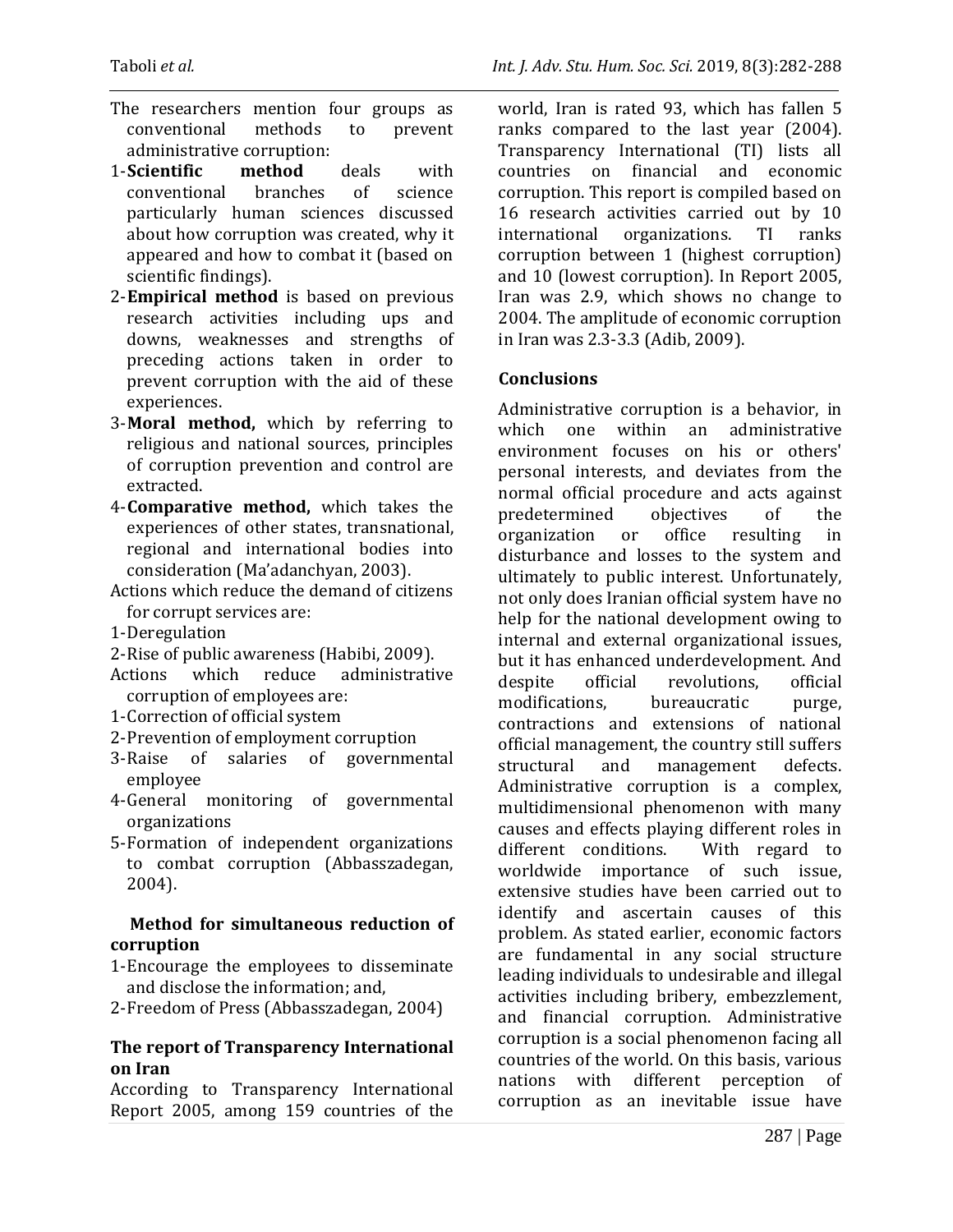The researchers mention four groups as conventional methods to prevent administrative corruption:

1- **Scientific method** deals with conventional branches of science particularly human sciences discussed about how corruption was created, why it appeared and how to combat it (based on scientific findings).
2- **Empirical method** is based on previous research activities including ups and downs, weaknesses and strengths of preceding actions taken in order to prevent corruption with the aid of these experiences.
3- **Moral method,** which by referring to religious and national sources, principles of corruption prevention and control are extracted.
4- **Comparative method,** which takes the experiences of other states, transnational, regional and international bodies into consideration (Ma'adanchyan, 2003).

Actions which reduce the demand of citizens for corrupt services are:

1- Deregulation
2- Rise of public awareness (Habibi, 2009).

Actions which reduce administrative corruption of employees are:

1- Correction of official system
2- Prevention of employment corruption
3- Raise of salaries of governmental employee
4- General monitoring of governmental organizations
5- Formation of independent organizations to combat corruption (Abbasszadegan, 2004).

### Method for simultaneous reduction of corruption

1- Encourage the employees to disseminate and disclose the information; and,
2- Freedom of Press (Abbasszadegan, 2004)

### The report of Transparency International on Iran

According to Transparency International Report 2005, among 159 countries of the world, Iran is rated 93, which has fallen 5 ranks compared to the last year (2004). Transparency International (TI) lists all countries on financial and economic corruption. This report is compiled based on 16 research activities carried out by 10 international organizations. TI ranks corruption between 1 (highest corruption) and 10 (lowest corruption). In Report 2005, Iran was 2.9, which shows no change to 2004. The amplitude of economic corruption in Iran was 2.3-3.3 (Adib, 2009).

## Conclusions

Administrative corruption is a behavior, in which one within an administrative environment focuses on his or others' personal interests, and deviates from the normal official procedure and acts against predetermined objectives of the organization or office resulting in disturbance and losses to the system and ultimately to public interest. Unfortunately, not only does Iranian official system have no help for the national development owing to internal and external organizational issues, but it has enhanced underdevelopment. And despite official revolutions, official modifications, bureaucratic purge, contractions and extensions of national official management, the country still suffers structural and management defects. Administrative corruption is a complex, multidimensional phenomenon with many causes and effects playing different roles in different conditions. With regard to worldwide importance of such issue, extensive studies have been carried out to identify and ascertain causes of this problem. As stated earlier, economic factors are fundamental in any social structure leading individuals to undesirable and illegal activities including bribery, embezzlement, and financial corruption. Administrative corruption is a social phenomenon facing all countries of the world. On this basis, various nations with different perception of corruption as an inevitable issue have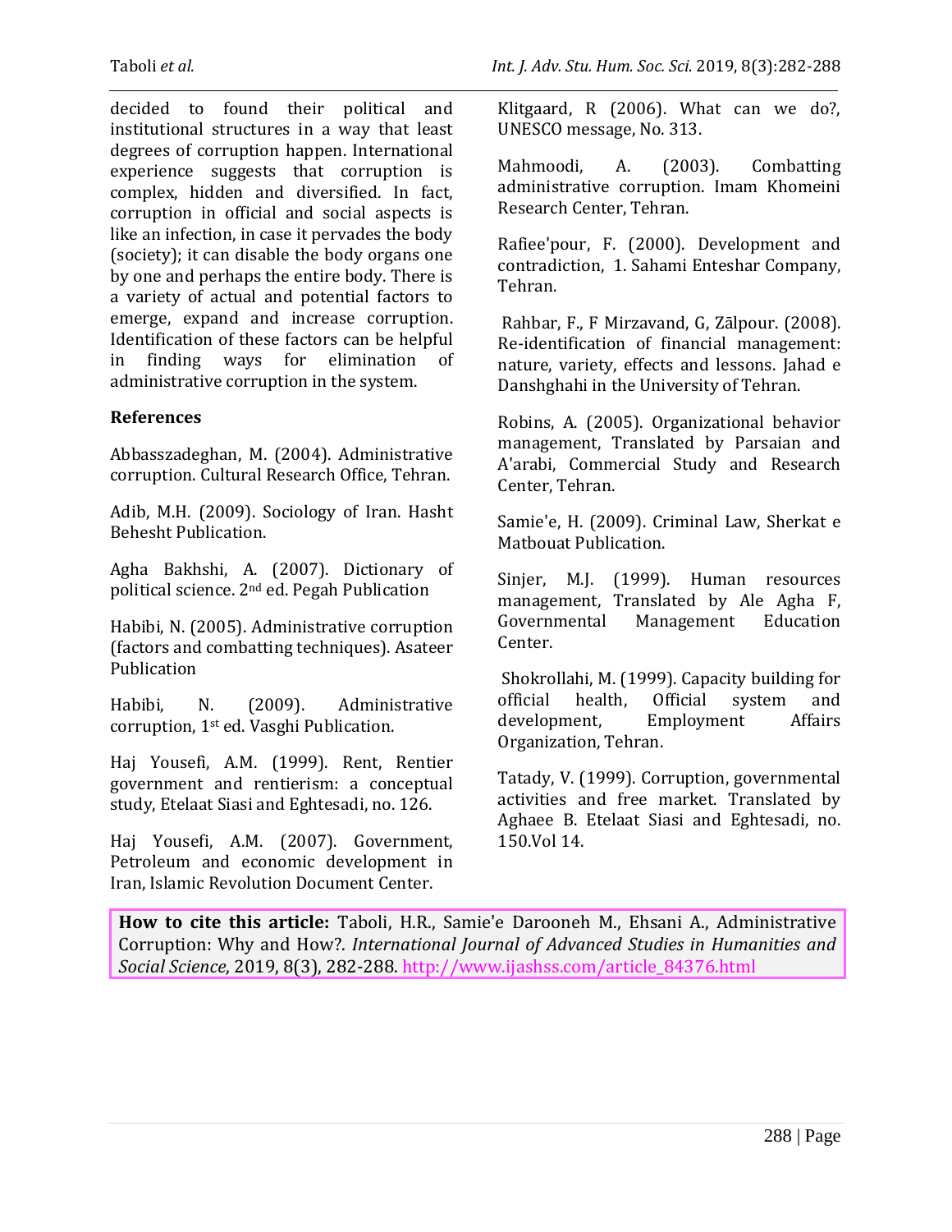decided to found their political and institutional structures in a way that least degrees of corruption happen. International experience suggests that corruption is complex, hidden and diversified. In fact, corruption in official and social aspects is like an infection, in case it pervades the body (society); it can disable the body organs one by one and perhaps the entire body. There is a variety of actual and potential factors to emerge, expand and increase corruption. Identification of these factors can be helpful in finding ways for elimination of administrative corruption in the system.

**References**

Abbasszadeghan, M. (2004). Administrative corruption. Cultural Research Office, Tehran.

Adib, M.H. (2009). Sociology of Iran. Hasht Behesht Publication.

Agha Bakhshi, A. (2007). Dictionary of political science. 2nd ed. Pegah Publication

Habibi, N. (2005). Administrative corruption (factors and combatting techniques). Asateer Publication

Habibi, N. (2009). Administrative corruption, 1st ed. Vasghi Publication.

Haj Yousefi, A.M. (1999). Rent, Rentier government and rentierism: a conceptual study, Etelaat Siasi and Eghtesadi, no. 126.

Haj Yousefi, A.M. (2007). Government, Petroleum and economic development in Iran, Islamic Revolution Document Center.

Klitgaard, R (2006). What can we do?, UNESCO message, No. 313.

Mahmoodi, A. (2003). Combatting administrative corruption. Imam Khomeini Research Center, Tehran.

Rafiee'pour, F. (2000). Development and contradiction, 1. Sahami Enteshar Company, Tehran.

Rahbar, F., F Mirzavand, G, Zālpour. (2008). Re-identification of financial management: nature, variety, effects and lessons. Jahad e Danshghahi in the University of Tehran.

Robins, A. (2005). Organizational behavior management, Translated by Parsaian and A'arabi, Commercial Study and Research Center, Tehran.

Samie'e, H. (2009). Criminal Law, Sherkat e Matbouat Publication.

Sinjer, M.J. (1999). Human resources management, Translated by Ale Agha F, Governmental Management Education Center.

Shokrollahi, M. (1999). Capacity building for official health, Official system and development, Employment Affairs Organization, Tehran.

Tatady, V. (1999). Corruption, governmental activities and free market. Translated by Aghaee B. Etelaat Siasi and Eghtesadi, no. 150.Vol 14.

**How to cite this article:** Taboli, H.R., Samie'e Darooneh M., Ehsani A., Administrative Corruption: Why and How?. *International Journal of Advanced Studies in Humanities and Social Science*, 2019, 8(3), 282-288. http://www.ijashss.com/article_84376.html